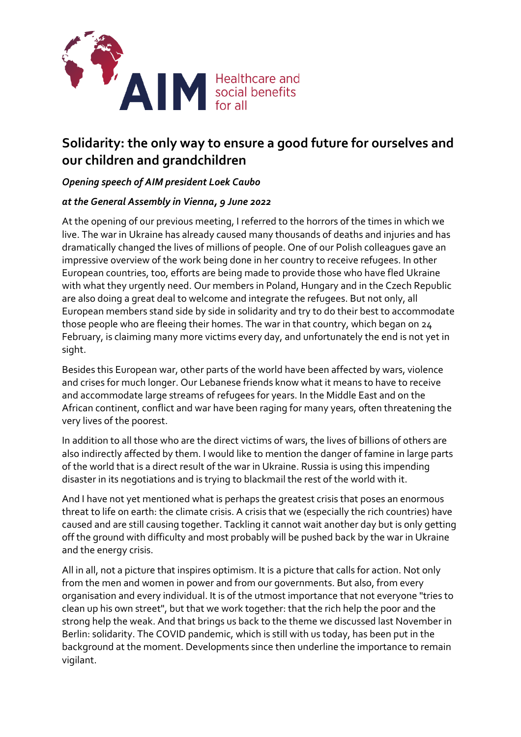AIM Healthcare and social benefits for all

# Solidarity: the only way to ensure a good future for ourselves and our children and grandchildren

***Opening speech of AIM president Loek Caubo***

***at the General Assembly in Vienna, 9 June 2022***

At the opening of our previous meeting, I referred to the horrors of the times in which we live. The war in Ukraine has already caused many thousands of deaths and injuries and has dramatically changed the lives of millions of people. One of our Polish colleagues gave an impressive overview of the work being done in her country to receive refugees. In other European countries, too, efforts are being made to provide those who have fled Ukraine with what they urgently need. Our members in Poland, Hungary and in the Czech Republic are also doing a great deal to welcome and integrate the refugees. But not only, all European members stand side by side in solidarity and try to do their best to accommodate those people who are fleeing their homes. The war in that country, which began on 24 February, is claiming many more victims every day, and unfortunately the end is not yet in sight.

Besides this European war, other parts of the world have been affected by wars, violence and crises for much longer. Our Lebanese friends know what it means to have to receive and accommodate large streams of refugees for years. In the Middle East and on the African continent, conflict and war have been raging for many years, often threatening the very lives of the poorest.

In addition to all those who are the direct victims of wars, the lives of billions of others are also indirectly affected by them. I would like to mention the danger of famine in large parts of the world that is a direct result of the war in Ukraine. Russia is using this impending disaster in its negotiations and is trying to blackmail the rest of the world with it.

And I have not yet mentioned what is perhaps the greatest crisis that poses an enormous threat to life on earth: the climate crisis. A crisis that we (especially the rich countries) have caused and are still causing together. Tackling it cannot wait another day but is only getting off the ground with difficulty and most probably will be pushed back by the war in Ukraine and the energy crisis.

All in all, not a picture that inspires optimism. It is a picture that calls for action. Not only from the men and women in power and from our governments. But also, from every organisation and every individual. It is of the utmost importance that not everyone "tries to clean up his own street", but that we work together: that the rich help the poor and the strong help the weak. And that brings us back to the theme we discussed last November in Berlin: solidarity. The COVID pandemic, which is still with us today, has been put in the background at the moment. Developments since then underline the importance to remain vigilant.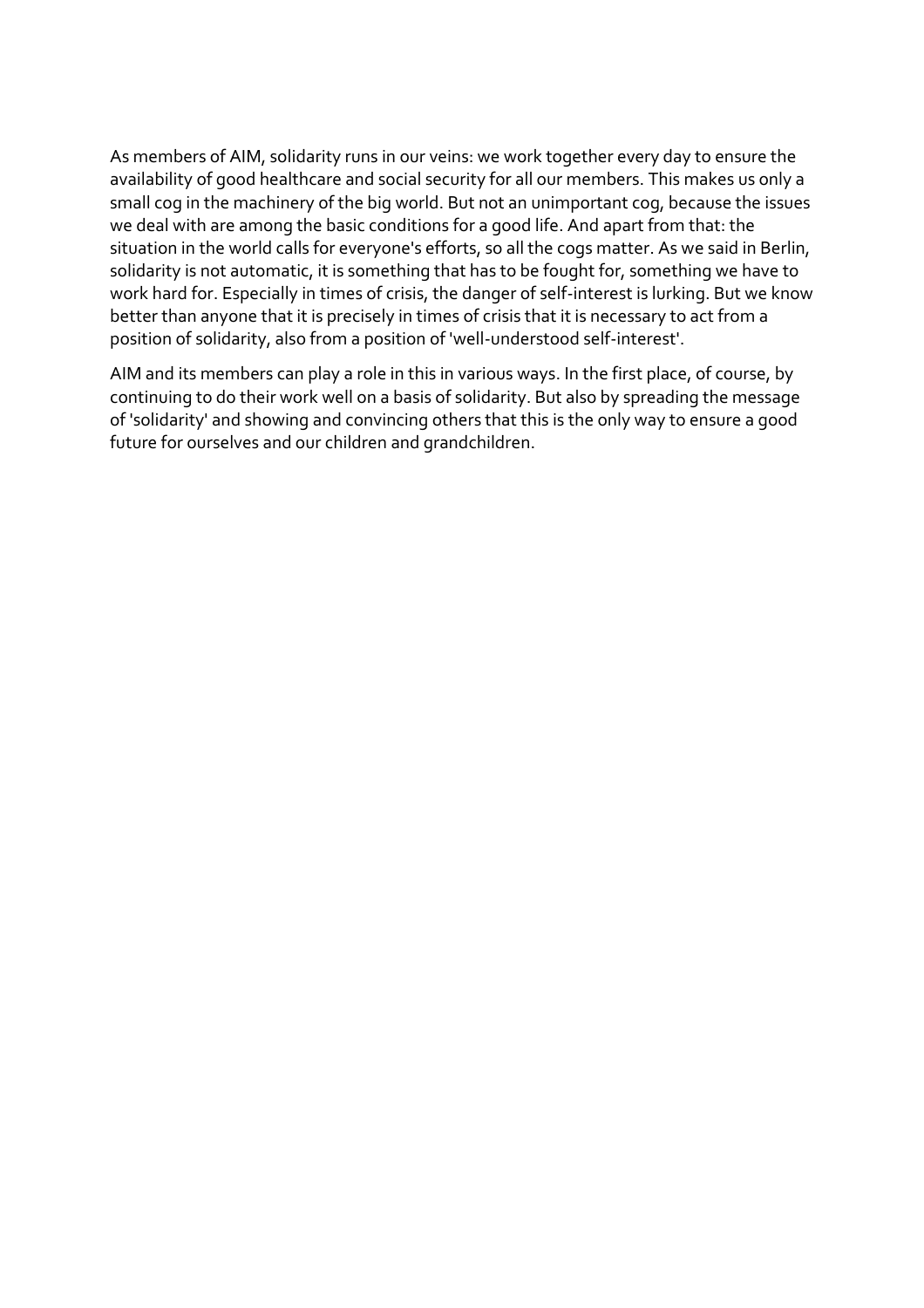As members of AIM, solidarity runs in our veins: we work together every day to ensure the availability of good healthcare and social security for all our members. This makes us only a small cog in the machinery of the big world. But not an unimportant cog, because the issues we deal with are among the basic conditions for a good life. And apart from that: the situation in the world calls for everyone's efforts, so all the cogs matter. As we said in Berlin, solidarity is not automatic, it is something that has to be fought for, something we have to work hard for. Especially in times of crisis, the danger of self-interest is lurking. But we know better than anyone that it is precisely in times of crisis that it is necessary to act from a position of solidarity, also from a position of 'well-understood self-interest'.

AIM and its members can play a role in this in various ways. In the first place, of course, by continuing to do their work well on a basis of solidarity. But also by spreading the message of 'solidarity' and showing and convincing others that this is the only way to ensure a good future for ourselves and our children and grandchildren.